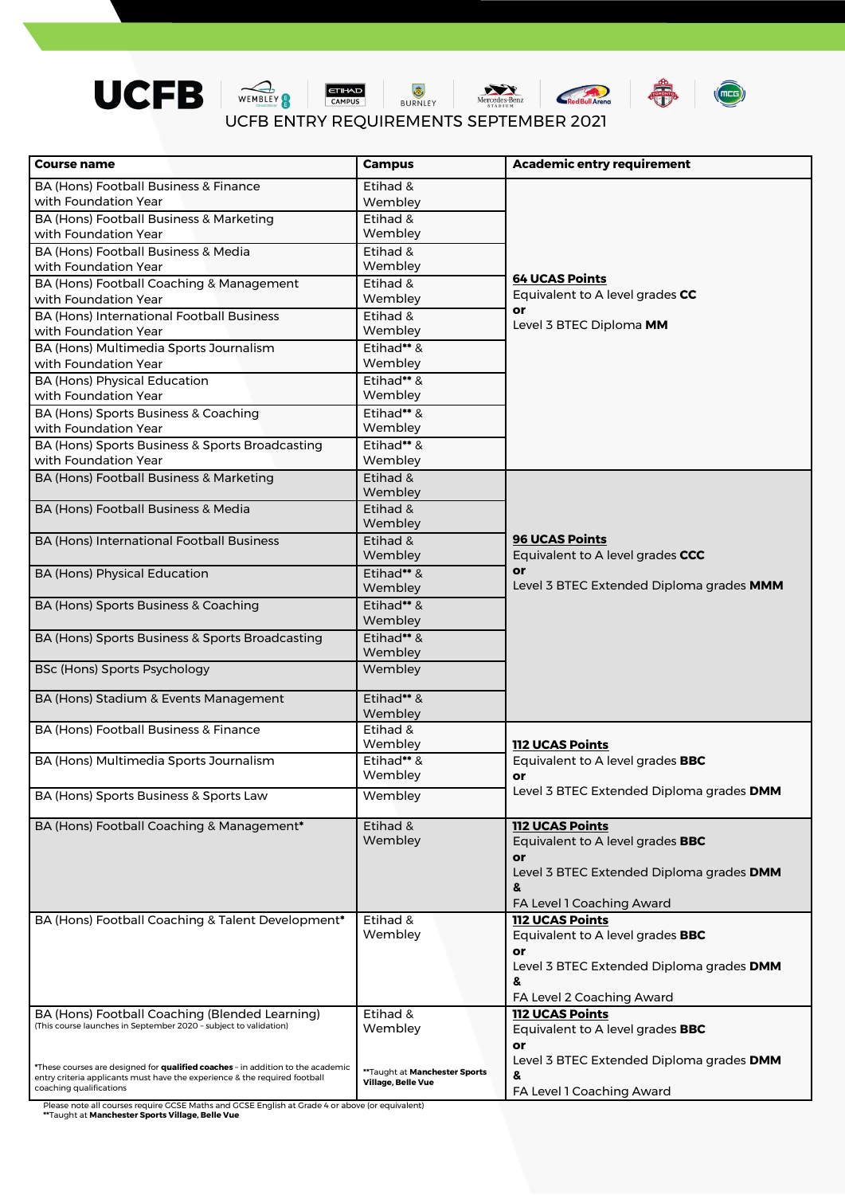# UCFB

UCFB ENTRY REQUIREMENTS SEPTEMBER 2021

| Course name | Campus | Academic entry requirement |
|---|---|---|
| BA (Hons) Football Business & Finance with Foundation Year | Etihad & Wembley | **64 UCAS Points** Equivalent to A level grades **CC** **or** Level 3 BTEC Diploma **MM** |
| BA (Hons) Football Business & Marketing with Foundation Year | Etihad & Wembley | |
| BA (Hons) Football Business & Media with Foundation Year | Etihad & Wembley | |
| BA (Hons) Football Coaching & Management with Foundation Year | Etihad & Wembley | |
| BA (Hons) International Football Business with Foundation Year | Etihad & Wembley | |
| BA (Hons) Multimedia Sports Journalism with Foundation Year | Etihad** & Wembley | |
| BA (Hons) Physical Education with Foundation Year | Etihad** & Wembley | |
| BA (Hons) Sports Business & Coaching with Foundation Year | Etihad** & Wembley | |
| BA (Hons) Sports Business & Sports Broadcasting with Foundation Year | Etihad** & Wembley | |
| BA (Hons) Football Business & Marketing | Etihad & Wembley | **96 UCAS Points** Equivalent to A level grades **CCC** **or** Level 3 BTEC Extended Diploma grades **MMM** |
| BA (Hons) Football Business & Media | Etihad & Wembley | |
| BA (Hons) International Football Business | Etihad & Wembley | |
| BA (Hons) Physical Education | Etihad** & Wembley | |
| BA (Hons) Sports Business & Coaching | Etihad** & Wembley | |
| BA (Hons) Sports Business & Sports Broadcasting | Etihad** & Wembley | |
| BSc (Hons) Sports Psychology | Wembley | |
| BA (Hons) Stadium & Events Management | Etihad** & Wembley | |
| BA (Hons) Football Business & Finance | Etihad & Wembley | **112 UCAS Points** Equivalent to A level grades **BBC** **or** Level 3 BTEC Extended Diploma grades **DMM** |
| BA (Hons) Multimedia Sports Journalism | Etihad** & Wembley | |
| BA (Hons) Sports Business & Sports Law | Wembley | |
| BA (Hons) Football Coaching & Management* | Etihad & Wembley | **112 UCAS Points** Equivalent to A level grades **BBC** **or** Level 3 BTEC Extended Diploma grades **DMM** **&** FA Level 1 Coaching Award |
| BA (Hons) Football Coaching & Talent Development* | Etihad & Wembley | **112 UCAS Points** Equivalent to A level grades **BBC** **or** Level 3 BTEC Extended Diploma grades **DMM** **&** FA Level 2 Coaching Award |
| BA (Hons) Football Coaching (Blended Learning) (This course launches in September 2020 – subject to validation) | Etihad & Wembley | **112 UCAS Points** Equivalent to A level grades **BBC** **or** Level 3 BTEC Extended Diploma grades **DMM** **&** FA Level 1 Coaching Award |

*These courses are designed for **qualified coaches** – in addition to the academic entry criteria applicants must have the experience & the required football coaching qualifications

**Taught at **Manchester Sports Village, Belle Vue**

Please note all courses require GCSE Maths and GCSE English at Grade 4 or above (or equivalent)

**Taught at **Manchester Sports Village, Belle Vue**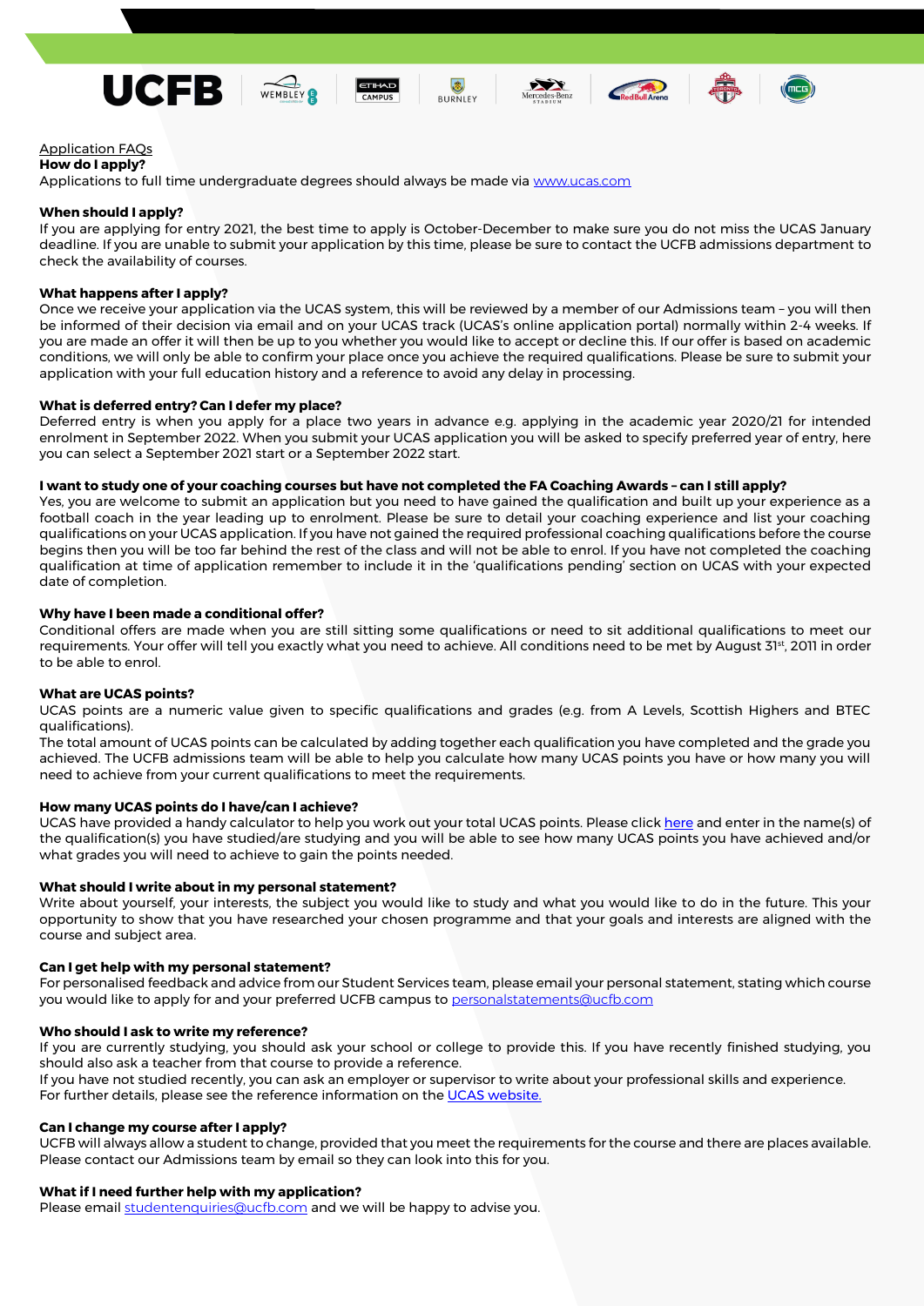Application FAQs

**How do I apply?**

Applications to full time undergraduate degrees should always be made via www.ucas.com

**When should I apply?**

If you are applying for entry 2021, the best time to apply is October-December to make sure you do not miss the UCAS January deadline. If you are unable to submit your application by this time, please be sure to contact the UCFB admissions department to check the availability of courses.

**What happens after I apply?**

Once we receive your application via the UCAS system, this will be reviewed by a member of our Admissions team – you will then be informed of their decision via email and on your UCAS track (UCAS's online application portal) normally within 2-4 weeks. If you are made an offer it will then be up to you whether you would like to accept or decline this. If our offer is based on academic conditions, we will only be able to confirm your place once you achieve the required qualifications. Please be sure to submit your application with your full education history and a reference to avoid any delay in processing.

**What is deferred entry? Can I defer my place?**

Deferred entry is when you apply for a place two years in advance e.g. applying in the academic year 2020/21 for intended enrolment in September 2022. When you submit your UCAS application you will be asked to specify preferred year of entry, here you can select a September 2021 start or a September 2022 start.

**I want to study one of your coaching courses but have not completed the FA Coaching Awards – can I still apply?**

Yes, you are welcome to submit an application but you need to have gained the qualification and built up your experience as a football coach in the year leading up to enrolment. Please be sure to detail your coaching experience and list your coaching qualifications on your UCAS application. If you have not gained the required professional coaching qualifications before the course begins then you will be too far behind the rest of the class and will not be able to enrol. If you have not completed the coaching qualification at time of application remember to include it in the 'qualifications pending' section on UCAS with your expected date of completion.

**Why have I been made a conditional offer?**

Conditional offers are made when you are still sitting some qualifications or need to sit additional qualifications to meet our requirements. Your offer will tell you exactly what you need to achieve. All conditions need to be met by August 31st, 2011 in order to be able to enrol.

**What are UCAS points?**

UCAS points are a numeric value given to specific qualifications and grades (e.g. from A Levels, Scottish Highers and BTEC qualifications).

The total amount of UCAS points can be calculated by adding together each qualification you have completed and the grade you achieved. The UCFB admissions team will be able to help you calculate how many UCAS points you have or how many you will need to achieve from your current qualifications to meet the requirements.

**How many UCAS points do I have/can I achieve?**

UCAS have provided a handy calculator to help you work out your total UCAS points. Please click here and enter in the name(s) of the qualification(s) you have studied/are studying and you will be able to see how many UCAS points you have achieved and/or what grades you will need to achieve to gain the points needed.

**What should I write about in my personal statement?**

Write about yourself, your interests, the subject you would like to study and what you would like to do in the future. This your opportunity to show that you have researched your chosen programme and that your goals and interests are aligned with the course and subject area.

**Can I get help with my personal statement?**

For personalised feedback and advice from our Student Services team, please email your personal statement, stating which course you would like to apply for and your preferred UCFB campus to personalstatements@ucfb.com

**Who should I ask to write my reference?**

If you are currently studying, you should ask your school or college to provide this. If you have recently finished studying, you should also ask a teacher from that course to provide a reference.

If you have not studied recently, you can ask an employer or supervisor to write about your professional skills and experience.

For further details, please see the reference information on the UCAS website.

**Can I change my course after I apply?**

UCFB will always allow a student to change, provided that you meet the requirements for the course and there are places available. Please contact our Admissions team by email so they can look into this for you.

**What if I need further help with my application?**

Please email studentenquiries@ucfb.com and we will be happy to advise you.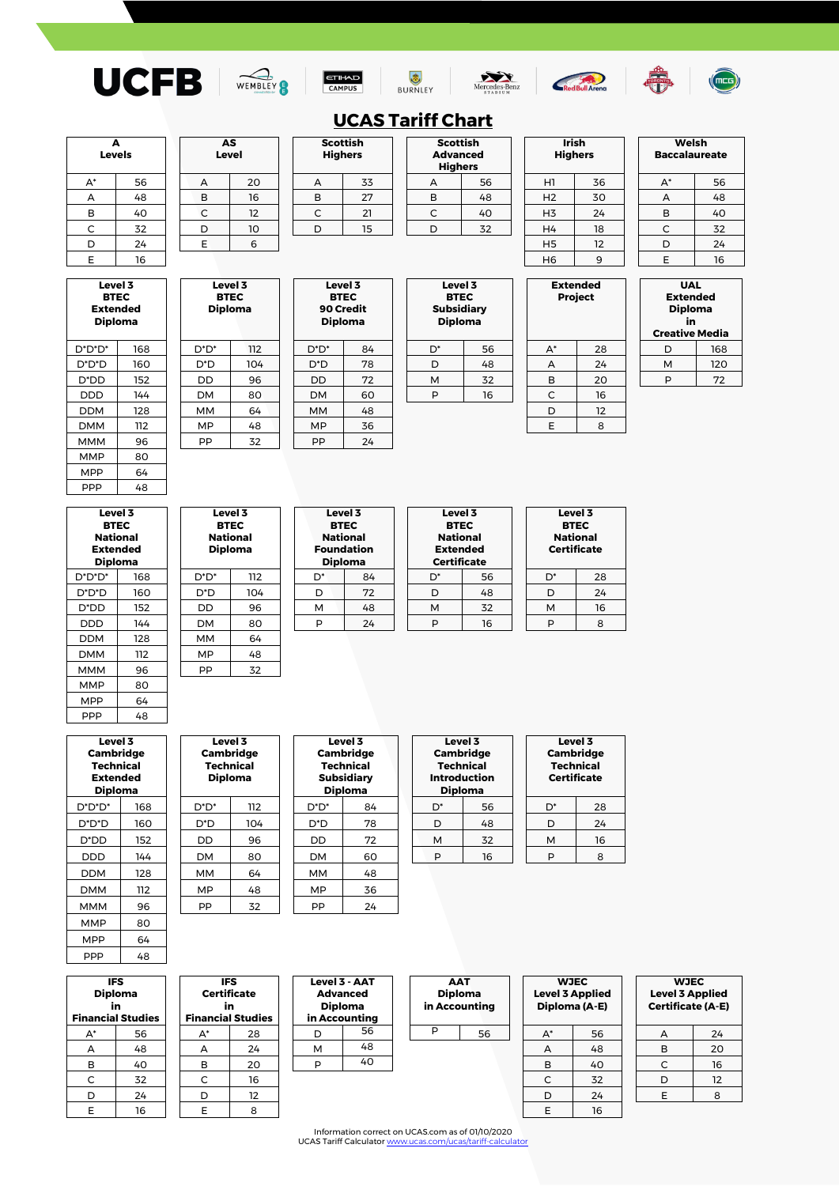UCFB

# UCAS Tariff Chart

| A Levels | |
|---|---|
| A* | 56 |
| A | 48 |
| B | 40 |
| C | 32 |
| D | 24 |
| E | 16 |

| AS Level | |
|---|---|
| A | 20 |
| B | 16 |
| C | 12 |
| D | 10 |
| E | 6 |

| Scottish Highers | |
|---|---|
| A | 33 |
| B | 27 |
| C | 21 |
| D | 15 |

| Scottish Advanced Highers | |
|---|---|
| A | 56 |
| B | 48 |
| C | 40 |
| D | 32 |

| Irish Highers | |
|---|---|
| H1 | 36 |
| H2 | 30 |
| H3 | 24 |
| H4 | 18 |
| H5 | 12 |
| H6 | 9 |

| Welsh Baccalaureate | |
|---|---|
| A* | 56 |
| A | 48 |
| B | 40 |
| C | 32 |
| D | 24 |
| E | 16 |

| Level 3 BTEC Extended Diploma | |
|---|---|
| D*D*D* | 168 |
| D*D*D | 160 |
| D*DD | 152 |
| DDD | 144 |
| DDM | 128 |
| DMM | 112 |
| MMM | 96 |
| MMP | 80 |
| MPP | 64 |
| PPP | 48 |

| Level 3 BTEC Diploma | |
|---|---|
| D*D* | 112 |
| D*D | 104 |
| DD | 96 |
| DM | 80 |
| MM | 64 |
| MP | 48 |
| PP | 32 |

| Level 3 BTEC 90 Credit Diploma | |
|---|---|
| D*D* | 84 |
| D*D | 78 |
| DD | 72 |
| DM | 60 |
| MM | 48 |
| MP | 36 |
| PP | 24 |

| Level 3 BTEC Subsidiary Diploma | |
|---|---|
| D* | 56 |
| D | 48 |
| M | 32 |
| P | 16 |

| Extended Project | |
|---|---|
| A* | 28 |
| A | 24 |
| B | 20 |
| C | 16 |
| D | 12 |
| E | 8 |

| UAL Extended Diploma in Creative Media | |
|---|---|
| D | 168 |
| M | 120 |
| P | 72 |

| Level 3 BTEC National Extended Diploma | |
|---|---|
| D*D*D* | 168 |
| D*D*D | 160 |
| D*DD | 152 |
| DDD | 144 |
| DDM | 128 |
| DMM | 112 |
| MMM | 96 |
| MMP | 80 |
| MPP | 64 |
| PPP | 48 |

| Level 3 BTEC National Diploma | |
|---|---|
| D*D* | 112 |
| D*D | 104 |
| DD | 96 |
| DM | 80 |
| MM | 64 |
| MP | 48 |
| PP | 32 |

| Level 3 BTEC National Foundation Diploma | |
|---|---|
| D* | 84 |
| D | 72 |
| M | 48 |
| P | 24 |

| Level 3 BTEC National Extended Certificate | |
|---|---|
| D* | 56 |
| D | 48 |
| M | 32 |
| P | 16 |

| Level 3 BTEC National Certificate | |
|---|---|
| D* | 28 |
| D | 24 |
| M | 16 |
| P | 8 |

| Level 3 Cambridge Technical Extended Diploma | |
|---|---|
| D*D*D* | 168 |
| D*D*D | 160 |
| D*DD | 152 |
| DDD | 144 |
| DDM | 128 |
| DMM | 112 |
| MMM | 96 |
| MMP | 80 |
| MPP | 64 |
| PPP | 48 |

| Level 3 Cambridge Technical Diploma | |
|---|---|
| D*D* | 112 |
| D*D | 104 |
| DD | 96 |
| DM | 80 |
| MM | 64 |
| MP | 48 |
| PP | 32 |

| Level 3 Cambridge Technical Subsidiary Diploma | |
|---|---|
| D*D* | 84 |
| D*D | 78 |
| DD | 72 |
| DM | 60 |
| MM | 48 |
| MP | 36 |
| PP | 24 |

| Level 3 Cambridge Technical Introduction Diploma | |
|---|---|
| D* | 56 |
| D | 48 |
| M | 32 |
| P | 16 |

| Level 3 Cambridge Technical Certificate | |
|---|---|
| D* | 28 |
| D | 24 |
| M | 16 |
| P | 8 |

| IFS Diploma in Financial Studies | |
|---|---|
| A* | 56 |
| A | 48 |
| B | 40 |
| C | 32 |
| D | 24 |
| E | 16 |

| IFS Certificate in Financial Studies | |
|---|---|
| A* | 28 |
| A | 24 |
| B | 20 |
| C | 16 |
| D | 12 |
| E | 8 |

| Level 3 - AAT Advanced Diploma in Accounting | |
|---|---|
| D | 56 |
| M | 48 |
| P | 40 |

| AAT Diploma in Accounting | |
|---|---|
| P | 56 |

| WJEC Level 3 Applied Diploma (A-E) | |
|---|---|
| A* | 56 |
| A | 48 |
| B | 40 |
| C | 32 |
| D | 24 |
| E | 16 |

| WJEC Level 3 Applied Certificate (A-E) | |
|---|---|
| A | 24 |
| B | 20 |
| C | 16 |
| D | 12 |
| E | 8 |

Information correct on UCAS.com as of 01/10/2020
UCAS Tariff Calculator www.ucas.com/ucas/tariff-calculator